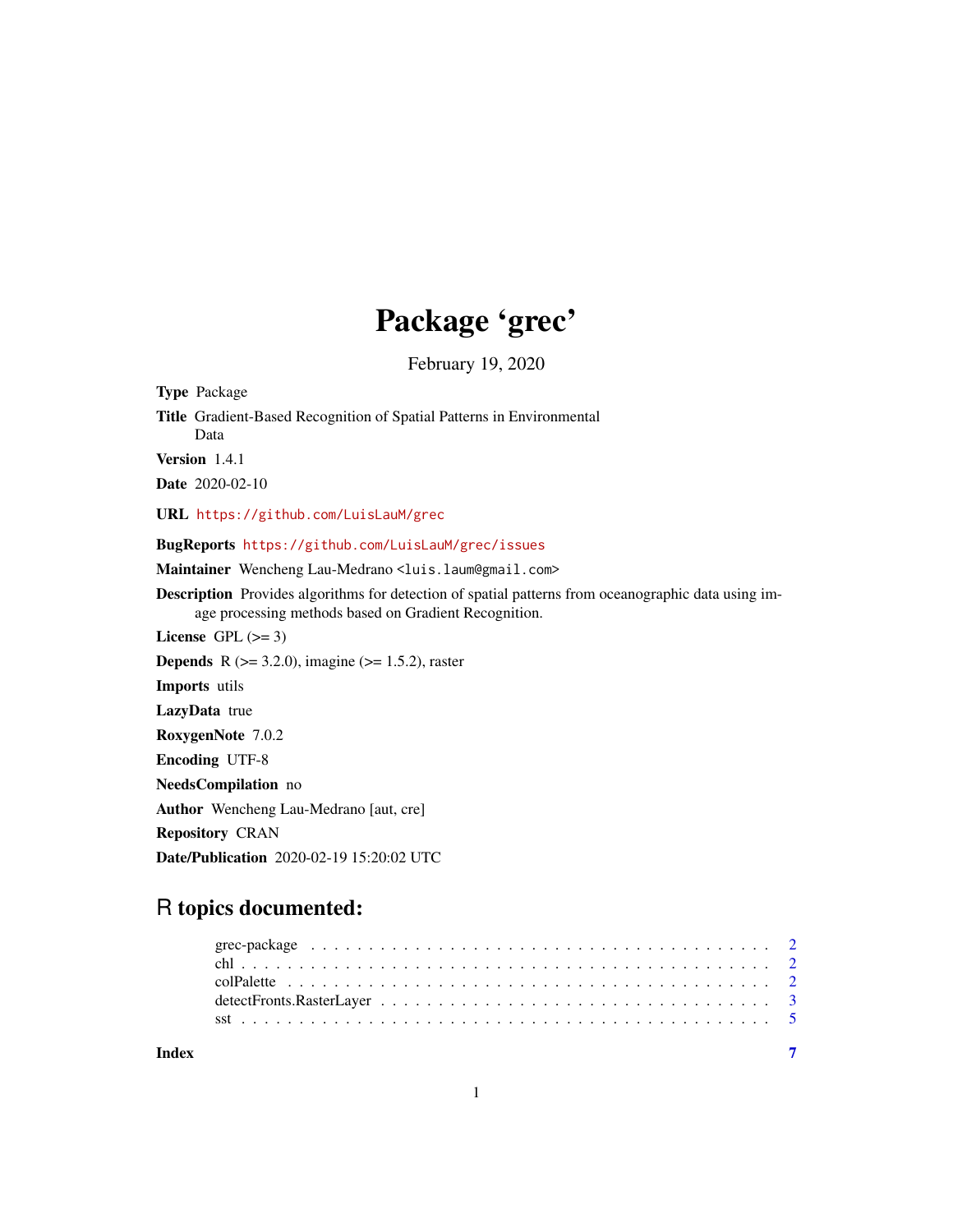# Package 'grec'

February 19, 2020

**Type** Package

**Title** Gradient-Based Recognition of Spatial Patterns in Environmental Data

**Version** 1.4.1

**Date** 2020-02-10

**URL** https://github.com/LuisLauM/grec

**BugReports** https://github.com/LuisLauM/grec/issues

**Maintainer** Wencheng Lau-Medrano <luis.laum@gmail.com>

**Description** Provides algorithms for detection of spatial patterns from oceanographic data using image processing methods based on Gradient Recognition.

**License** GPL (>= 3)

**Depends** R (>= 3.2.0), imagine (>= 1.5.2), raster

**Imports** utils

**LazyData** true

**RoxygenNote** 7.0.2

**Encoding** UTF-8

**NeedsCompilation** no

**Author** Wencheng Lau-Medrano [aut, cre]

**Repository** CRAN

**Date/Publication** 2020-02-19 15:20:02 UTC

## R topics documented:

| | |
|---|---|
| grec-package | 2 |
| chl | 2 |
| colPalette | 2 |
| detectFronts.RasterLayer | 3 |
| sst | 5 |
| **Index** | 7 |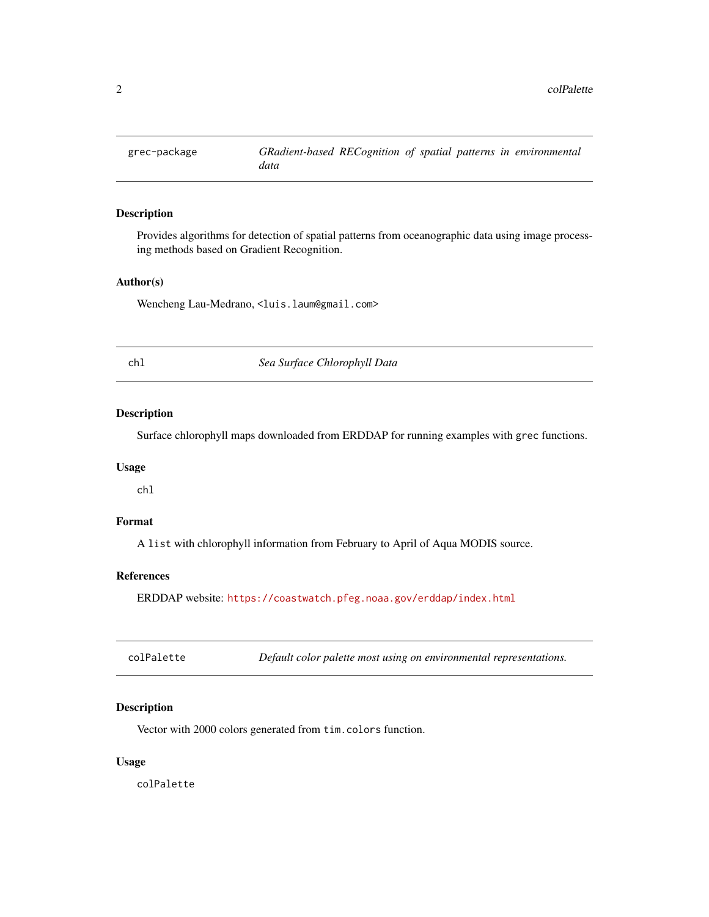## grec-package — *GRadient-based RECognition of spatial patterns in environmental data*

### Description

Provides algorithms for detection of spatial patterns from oceanographic data using image processing methods based on Gradient Recognition.

### Author(s)

Wencheng Lau-Medrano, <luis.laum@gmail.com>

## chl — *Sea Surface Chlorophyll Data*

### Description

Surface chlorophyll maps downloaded from ERDDAP for running examples with `grec` functions.

### Usage

```
chl
```

### Format

A `list` with chlorophyll information from February to April of Aqua MODIS source.

### References

ERDDAP website: https://coastwatch.pfeg.noaa.gov/erddap/index.html

## colPalette — *Default color palette most using on environmental representations.*

### Description

Vector with 2000 colors generated from `tim.colors` function.

### Usage

```
colPalette
```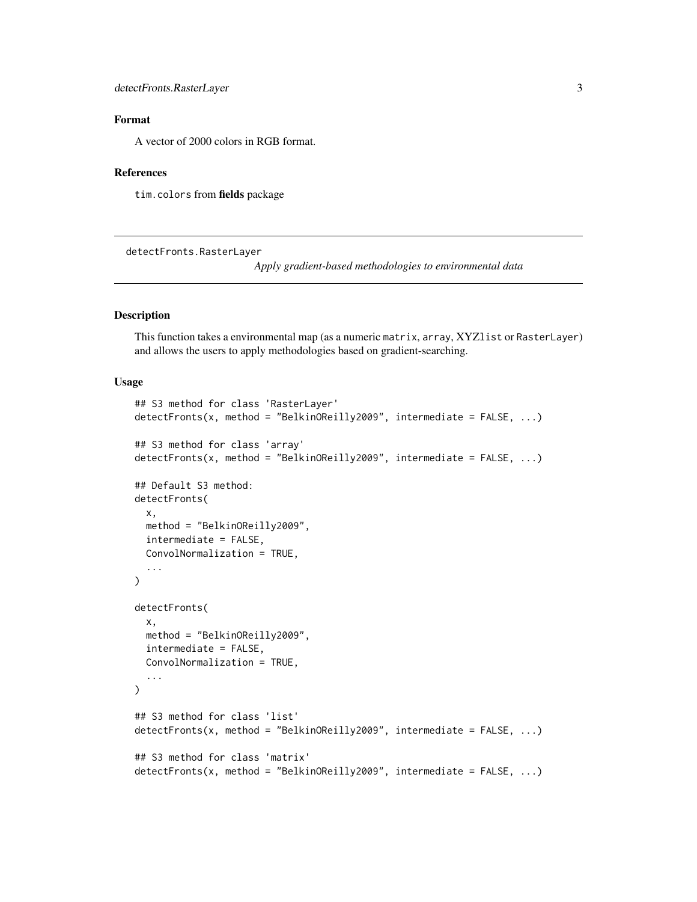## Format

A vector of 2000 colors in RGB format.

## References

`tim.colors` from **fields** package

---

detectFronts.RasterLayer

*Apply gradient-based methodologies to environmental data*

---

## Description

This function takes a environmental map (as a numeric `matrix`, `array`, XYZ`list` or `RasterLayer`) and allows the users to apply methodologies based on gradient-searching.

## Usage

```
## S3 method for class 'RasterLayer'
detectFronts(x, method = "BelkinOReilly2009", intermediate = FALSE, ...)

## S3 method for class 'array'
detectFronts(x, method = "BelkinOReilly2009", intermediate = FALSE, ...)

## Default S3 method:
detectFronts(
  x,
  method = "BelkinOReilly2009",
  intermediate = FALSE,
  ConvolNormalization = TRUE,
  ...
)

detectFronts(
  x,
  method = "BelkinOReilly2009",
  intermediate = FALSE,
  ConvolNormalization = TRUE,
  ...
)

## S3 method for class 'list'
detectFronts(x, method = "BelkinOReilly2009", intermediate = FALSE, ...)

## S3 method for class 'matrix'
detectFronts(x, method = "BelkinOReilly2009", intermediate = FALSE, ...)
```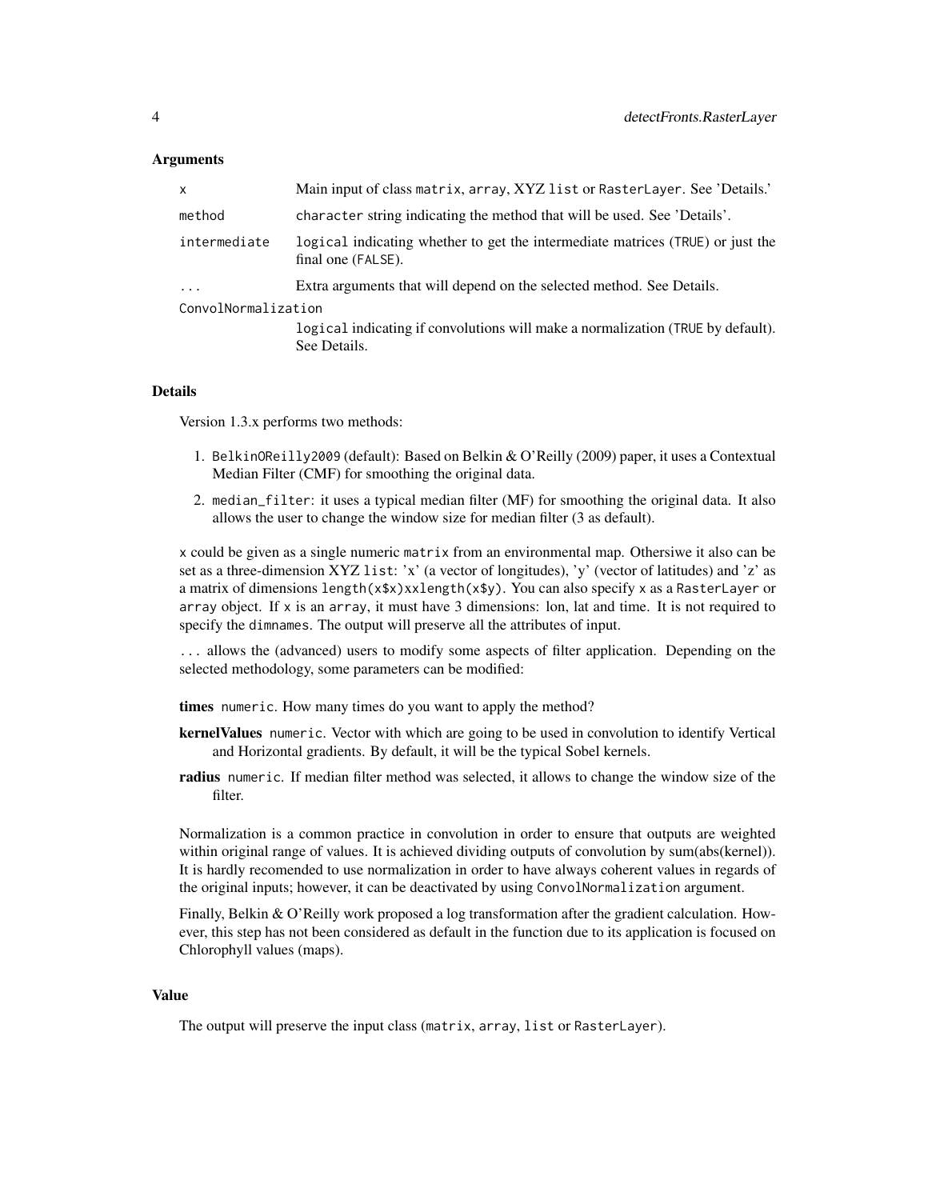## Arguments

| | |
|---|---|
| `x` | Main input of class `matrix`, `array`, XYZ `list` or `RasterLayer`. See 'Details.' |
| `method` | `character` string indicating the method that will be used. See 'Details'. |
| `intermediate` | `logical` indicating whether to get the intermediate matrices (`TRUE`) or just the final one (`FALSE`). |
| `...` | Extra arguments that will depend on the selected method. See Details. |
| `ConvolNormalization` | `logical` indicating if convolutions will make a normalization (`TRUE` by default). See Details. |

## Details

Version 1.3.x performs two methods:

1. `BelkinOReilly2009` (default): Based on Belkin & O'Reilly (2009) paper, it uses a Contextual Median Filter (CMF) for smoothing the original data.
2. `median_filter`: it uses a typical median filter (MF) for smoothing the original data. It also allows the user to change the window size for median filter (3 as default).

`x` could be given as a single numeric `matrix` from an environmental map. Othersiwe it also can be set as a three-dimension XYZ `list`: 'x' (a vector of longitudes), 'y' (vector of latitudes) and 'z' as a matrix of dimensions `length(x$x)xlength(x$y)`. You can also specify `x` as a `RasterLayer` or `array` object. If `x` is an `array`, it must have 3 dimensions: lon, lat and time. It is not required to specify the `dimnames`. The output will preserve all the attributes of input.

`...` allows the (advanced) users to modify some aspects of filter application. Depending on the selected methodology, some parameters can be modified:

**times** `numeric`. How many times do you want to apply the method?

**kernelValues** `numeric`. Vector with which are going to be used in convolution to identify Vertical and Horizontal gradients. By default, it will be the typical Sobel kernels.

**radius** `numeric`. If median filter method was selected, it allows to change the window size of the filter.

Normalization is a common practice in convolution in order to ensure that outputs are weighted within original range of values. It is achieved dividing outputs of convolution by sum(abs(kernel)). It is hardly recomended to use normalization in order to have always coherent values in regards of the original inputs; however, it can be deactivated by using `ConvolNormalization` argument.

Finally, Belkin & O'Reilly work proposed a log transformation after the gradient calculation. However, this step has not been considered as default in the function due to its application is focused on Chlorophyll values (maps).

## Value

The output will preserve the input class (`matrix`, `array`, `list` or `RasterLayer`).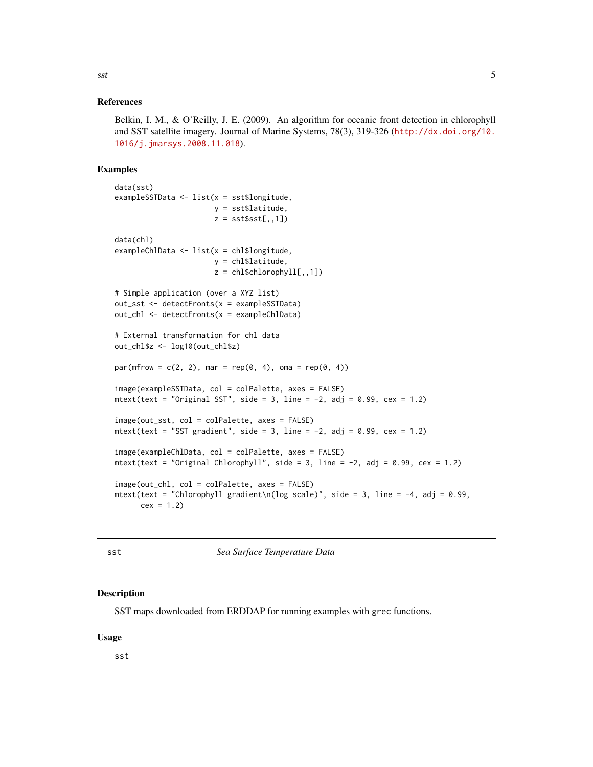### References

Belkin, I. M., & O'Reilly, J. E. (2009). An algorithm for oceanic front detection in chlorophyll and SST satellite imagery. Journal of Marine Systems, 78(3), 319-326 (http://dx.doi.org/10.1016/j.jmarsys.2008.11.018).

### Examples

```
data(sst)
exampleSSTData <- list(x = sst$longitude,
                       y = sst$latitude,
                       z = sst$sst[,,1])

data(chl)
exampleChlData <- list(x = chl$longitude,
                       y = chl$latitude,
                       z = chl$chlorophyll[,,1])

# Simple application (over a XYZ list)
out_sst <- detectFronts(x = exampleSSTData)
out_chl <- detectFronts(x = exampleChlData)

# External transformation for chl data
out_chl$z <- log10(out_chl$z)

par(mfrow = c(2, 2), mar = rep(0, 4), oma = rep(0, 4))

image(exampleSSTData, col = colPalette, axes = FALSE)
mtext(text = "Original SST", side = 3, line = -2, adj = 0.99, cex = 1.2)

image(out_sst, col = colPalette, axes = FALSE)
mtext(text = "SST gradient", side = 3, line = -2, adj = 0.99, cex = 1.2)

image(exampleChlData, col = colPalette, axes = FALSE)
mtext(text = "Original Chlorophyll", side = 3, line = -2, adj = 0.99, cex = 1.2)

image(out_chl, col = colPalette, axes = FALSE)
mtext(text = "Chlorophyll gradient\n(log scale)", side = 3, line = -4, adj = 0.99,
      cex = 1.2)
```

## sst — *Sea Surface Temperature Data*

### Description

SST maps downloaded from ERDDAP for running examples with `grec` functions.

### Usage

```
sst
```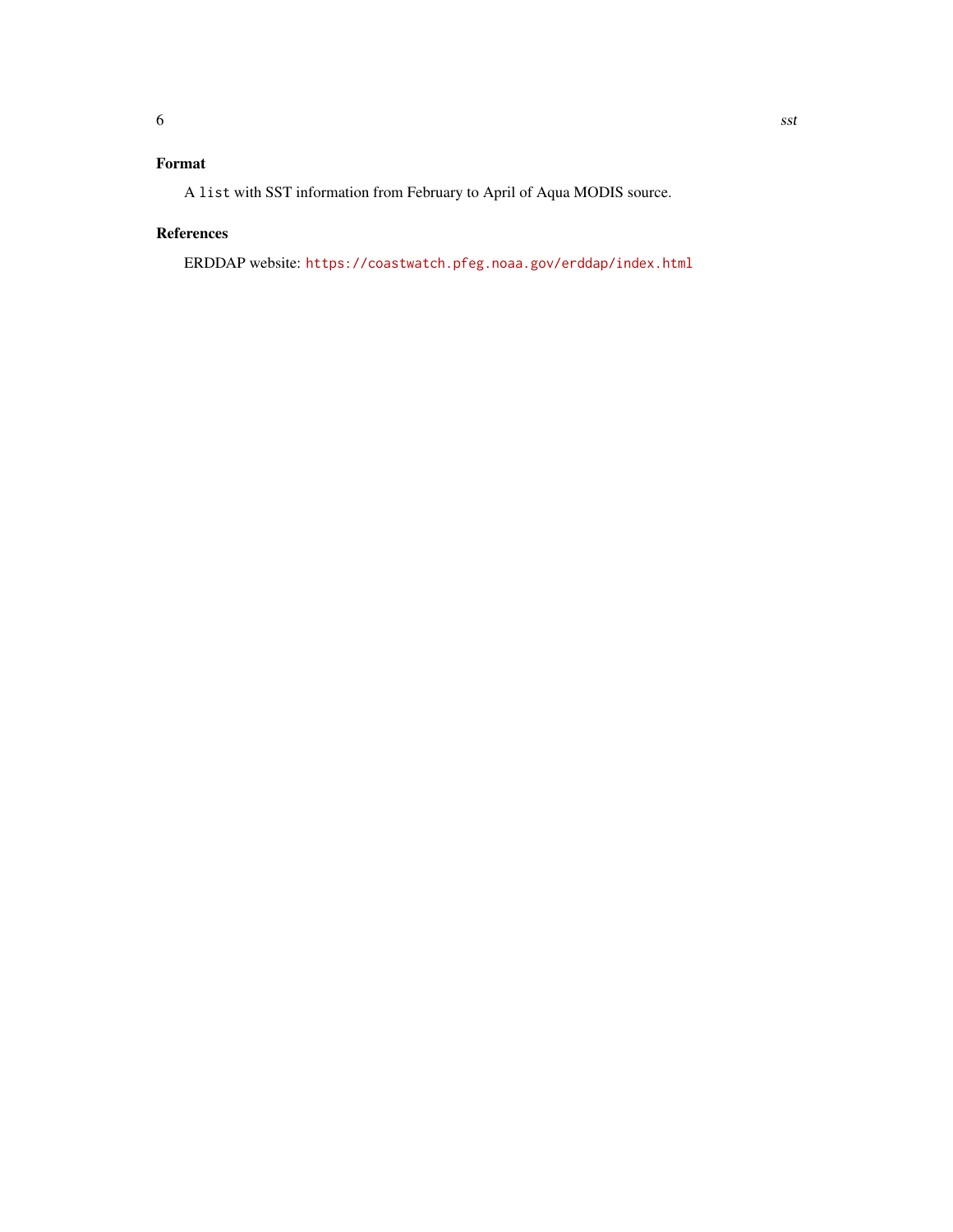## Format

A `list` with SST information from February to April of Aqua MODIS source.

## References

ERDDAP website: https://coastwatch.pfeg.noaa.gov/erddap/index.html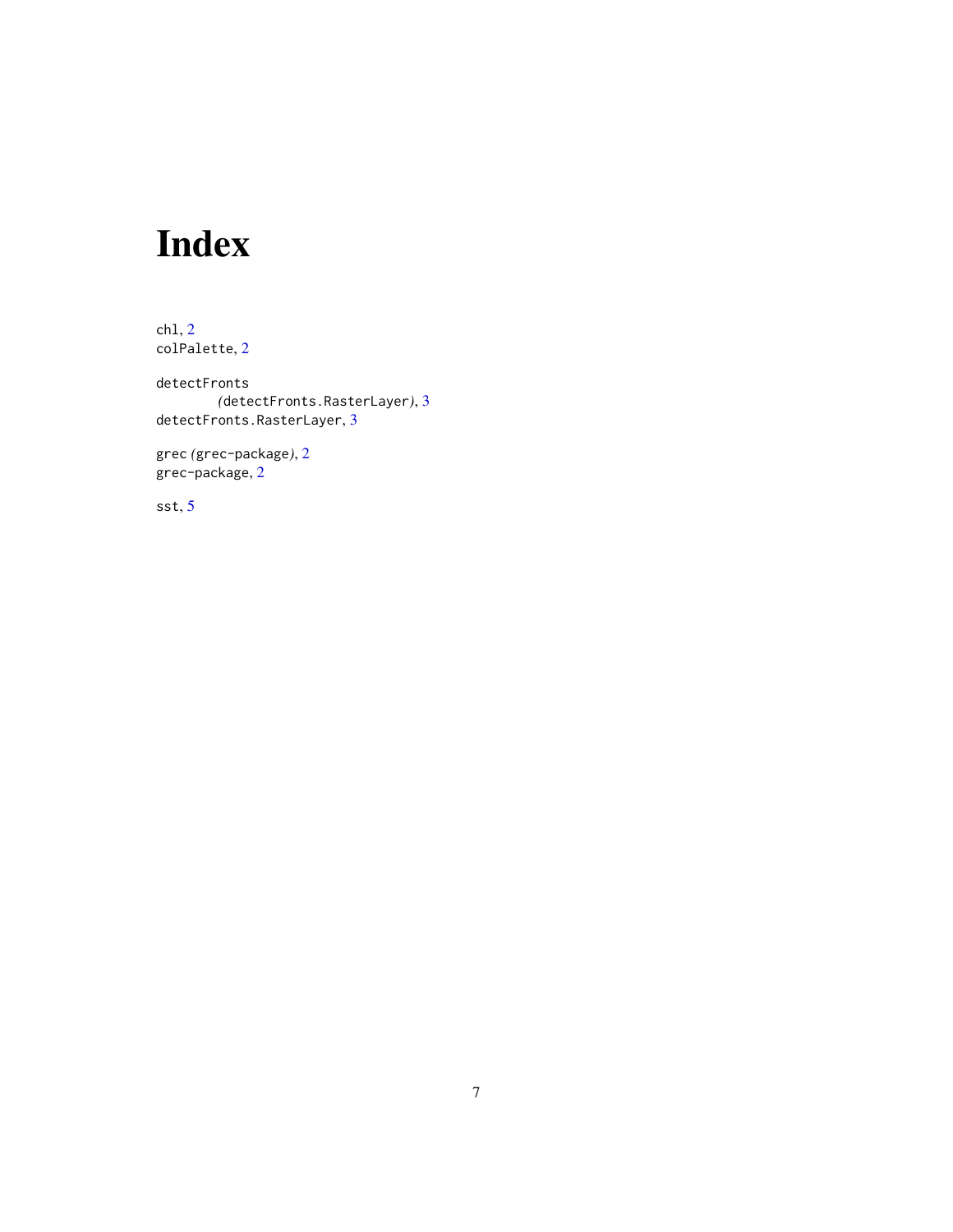# Index

chl, 2
colPalette, 2

detectFronts
(detectFronts.RasterLayer), 3
detectFronts.RasterLayer, 3

grec (grec-package), 2
grec-package, 2

sst, 5